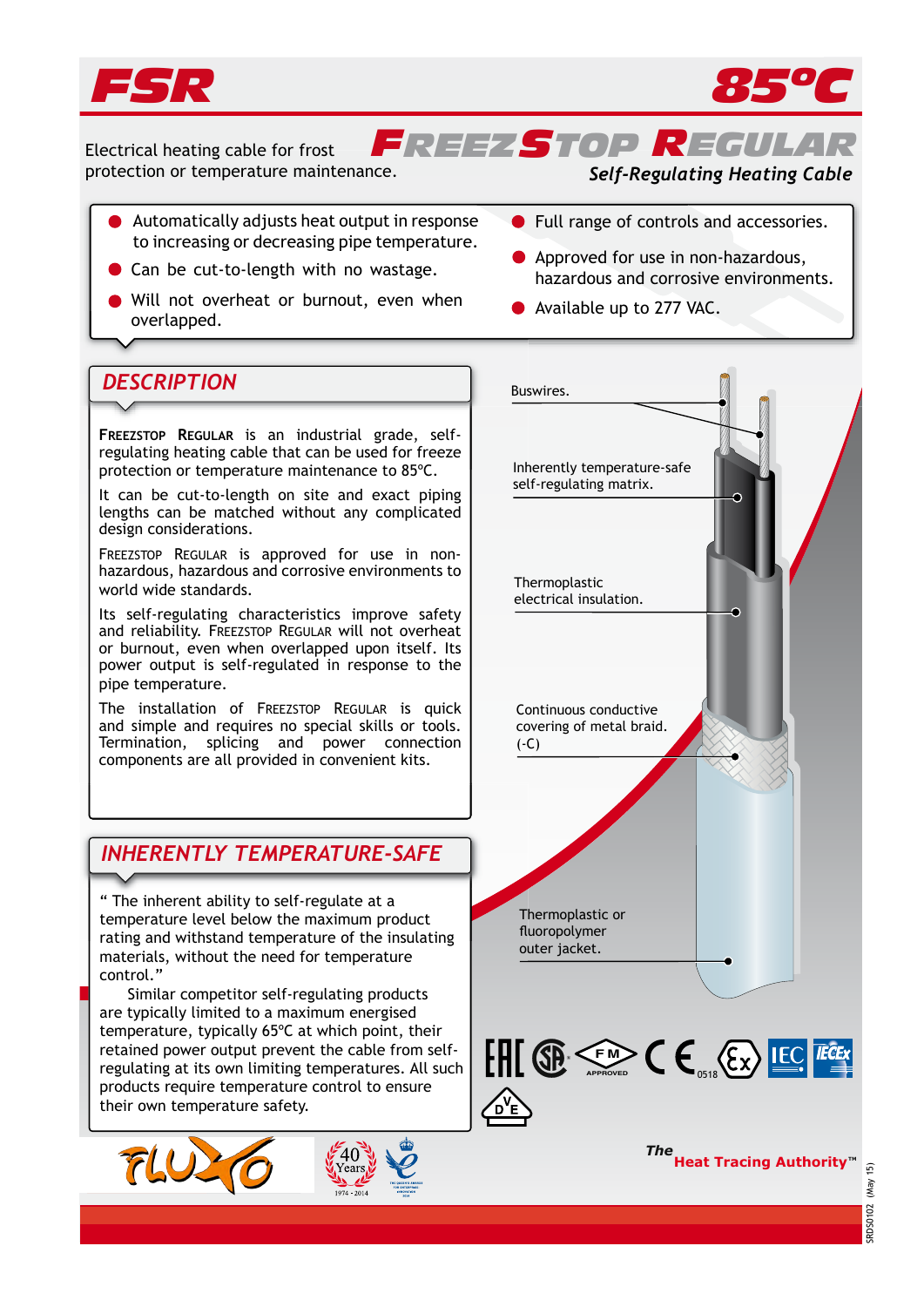# FSR 85°C

Electrical heating cable for frost protection or temperature maintenance.

## FREEZSTOP REGULAR

*Self-Regulating Heating Cable*

- Automatically adjusts heat output in response to increasing or decreasing pipe temperature.
- Can be cut-to-length with no wastage.
- Will not overheat or burnout, even when overlapped.
- Full range of controls and accessories.
- Approved for use in non-hazardous, hazardous and corrosive environments.
- Available up to 277 VAC.

## DESCRIPTION

**FREEZSTOP REGULAR** is an industrial grade, self-regulating heating cable that can be used for freeze protection or temperature maintenance to 85°C.

It can be cut-to-length on site and exact piping lengths can be matched without any complicated design considerations.

FREEZSTOP REGULAR is approved for use in non-hazardous, hazardous and corrosive environments to world wide standards.

Its self-regulating characteristics improve safety and reliability. FREEZSTOP REGULAR will not overheat or burnout, even when overlapped upon itself. Its power output is self-regulated in response to the pipe temperature.

The installation of FREEZSTOP REGULAR is quick and simple and requires no special skills or tools. Termination, splicing and power connection components are all provided in convenient kits.

## INHERENTLY TEMPERATURE-SAFE

" The inherent ability to self-regulate at a temperature level below the maximum product rating and withstand temperature of the insulating materials, without the need for temperature control."

Similar competitor self-regulating products are typically limited to a maximum energised temperature, typically 65°C at which point, their retained power output prevent the cable from self-regulating at its own limiting temperatures. All such products require temperature control to ensure their own temperature safety.

- Buswires.
- Inherently temperature-safe self-regulating matrix.
- Thermoplastic electrical insulation.
- Continuous conductive covering of metal braid. (-C)
- Thermoplastic or fluoropolymer outer jacket.

*The* **Heat Tracing Authority™**

SRDS0102 (May 15)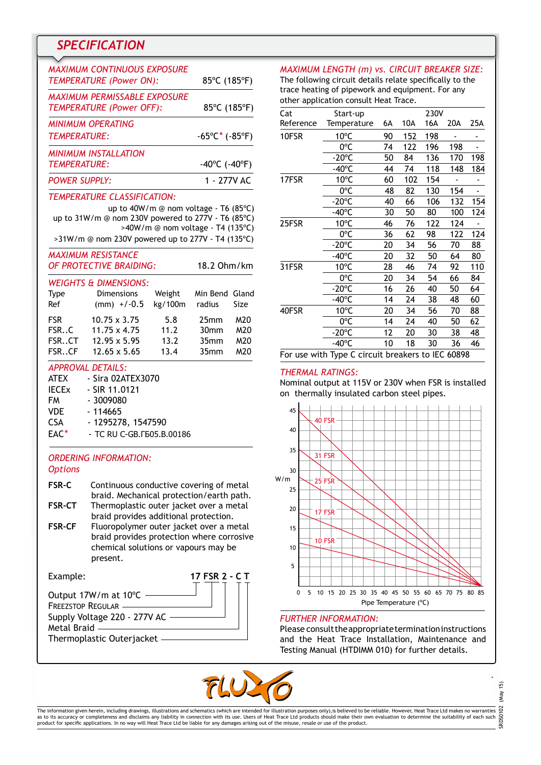# SPECIFICATION

*MAXIMUM CONTINUOUS EXPOSURE TEMPERATURE (Power ON):* 85°C (185°F)

*MAXIMUM PERMISSABLE EXPOSURE TEMPERATURE (Power OFF):* 85°C (185°F)

*MINIMUM OPERATING TEMPERATURE:* -65°C* (-85°F)

*MINIMUM INSTALLATION TEMPERATURE:* -40°C (-40°F)

*POWER SUPPLY:* 1 - 277V AC

*TEMPERATURE CLASSIFICATION:*

up to 40W/m @ nom voltage - T6 (85°C)
up to 31W/m @ nom 230V powered to 277V - T6 (85°C)
>40W/m @ nom voltage - T4 (135°C)
>31W/m @ nom 230V powered up to 277V - T4 (135°C)

*MAXIMUM RESISTANCE OF PROTECTIVE BRAIDING:* 18.2 Ohm/km

*WEIGHTS & DIMENSIONS:*

| Type Ref | Dimensions (mm) +/-0.5 | Weight kg/100m | Min Bend radius | Gland Size |
|---|---|---|---|---|
| FSR | 10.75 x 3.75 | 5.8 | 25mm | M20 |
| FSR..C | 11.75 x 4.75 | 11.2 | 30mm | M20 |
| FSR..CT | 12.95 x 5.95 | 13.2 | 35mm | M20 |
| FSR..CF | 12.65 x 5.65 | 13.4 | 35mm | M20 |

*APPROVAL DETAILS:*

- ATEX - Sira 02ATEX3070
- IECEx - SIR 11.0121
- FM - 3009080
- VDE - 114665
- CSA - 1295278, 1547590
- EAC* - TC RU C-GB.ГБ05.B.00186

*ORDERING INFORMATION:*

*Options*

**FSR-C** Continuous conductive covering of metal braid. Mechanical protection/earth path.

**FSR-CT** Thermoplastic outer jacket over a metal braid provides additional protection.

**FSR-CF** Fluoropolymer outer jacket over a metal braid provides protection where corrosive chemical solutions or vapours may be present.

Example: **17 FSR 2 - C T**

- Output 17W/m at 10°C
- FREEZSTOP REGULAR
- Supply Voltage 220 - 277V AC
- Metal Braid
- Thermoplastic Outerjacket

*MAXIMUM LENGTH (m) vs. CIRCUIT BREAKER SIZE:*

The following circuit details relate specifically to the trace heating of pipework and equipment. For any other application consult Heat Trace.

| Cat Reference | Start-up Temperature | 230V 6A | 10A | 16A | 20A | 25A |
|---|---|---|---|---|---|---|
| 10FSR | 10°C | 90 | 152 | 198 | - | - |
| | 0°C | 74 | 122 | 196 | 198 | - |
| | -20°C | 50 | 84 | 136 | 170 | 198 |
| | -40°C | 44 | 74 | 118 | 148 | 184 |
| 17FSR | 10°C | 60 | 102 | 154 | - | - |
| | 0°C | 48 | 82 | 130 | 154 | - |
| | -20°C | 40 | 66 | 106 | 132 | 154 |
| | -40°C | 30 | 50 | 80 | 100 | 124 |
| 25FSR | 10°C | 46 | 76 | 122 | 124 | - |
| | 0°C | 36 | 62 | 98 | 122 | 124 |
| | -20°C | 20 | 34 | 56 | 70 | 88 |
| | -40°C | 20 | 32 | 50 | 64 | 80 |
| 31FSR | 10°C | 28 | 46 | 74 | 92 | 110 |
| | 0°C | 20 | 34 | 54 | 66 | 84 |
| | -20°C | 16 | 26 | 40 | 50 | 64 |
| | -40°C | 14 | 24 | 38 | 48 | 60 |
| 40FSR | 10°C | 20 | 34 | 56 | 70 | 88 |
| | 0°C | 14 | 24 | 40 | 50 | 62 |
| | -20°C | 12 | 20 | 30 | 38 | 48 |
| | -40°C | 10 | 18 | 30 | 36 | 46 |

For use with Type C circuit breakers to IEC 60898

*THERMAL RATINGS:*

Nominal output at 115V or 230V when FSR is installed on thermally insulated carbon steel pipes.

W/m
45, 40, 35, 30, 25, 20, 15, 10, 5
40 FSR
31 FSR
25 FSR
17 FSR
10 FSR
0 5 10 15 20 25 30 35 40 45 50 55 60 65 70 75 80 85
Pipe Temperature (°C)

*FURTHER INFORMATION:*

Please consult the appropriate termination instructions and the Heat Trace Installation, Maintenance and Testing Manual (HTDIMM 010) for further details.

The information given herein, including drawings, illustrations and schematics (which are intended for illustration purposes only), is believed to be reliable. However, Heat Trace Ltd makes no warranties as to its accuracy or completeness and disclaims any liability in connection with its use. Users of Heat Trace Ltd products should make their own evaluation to determine the suitability of each such product for specific applications. In no way will Heat Trace Ltd be liable for any damages arising out of the misuse, resale or use of the product.

SRDS0102 (May 15)